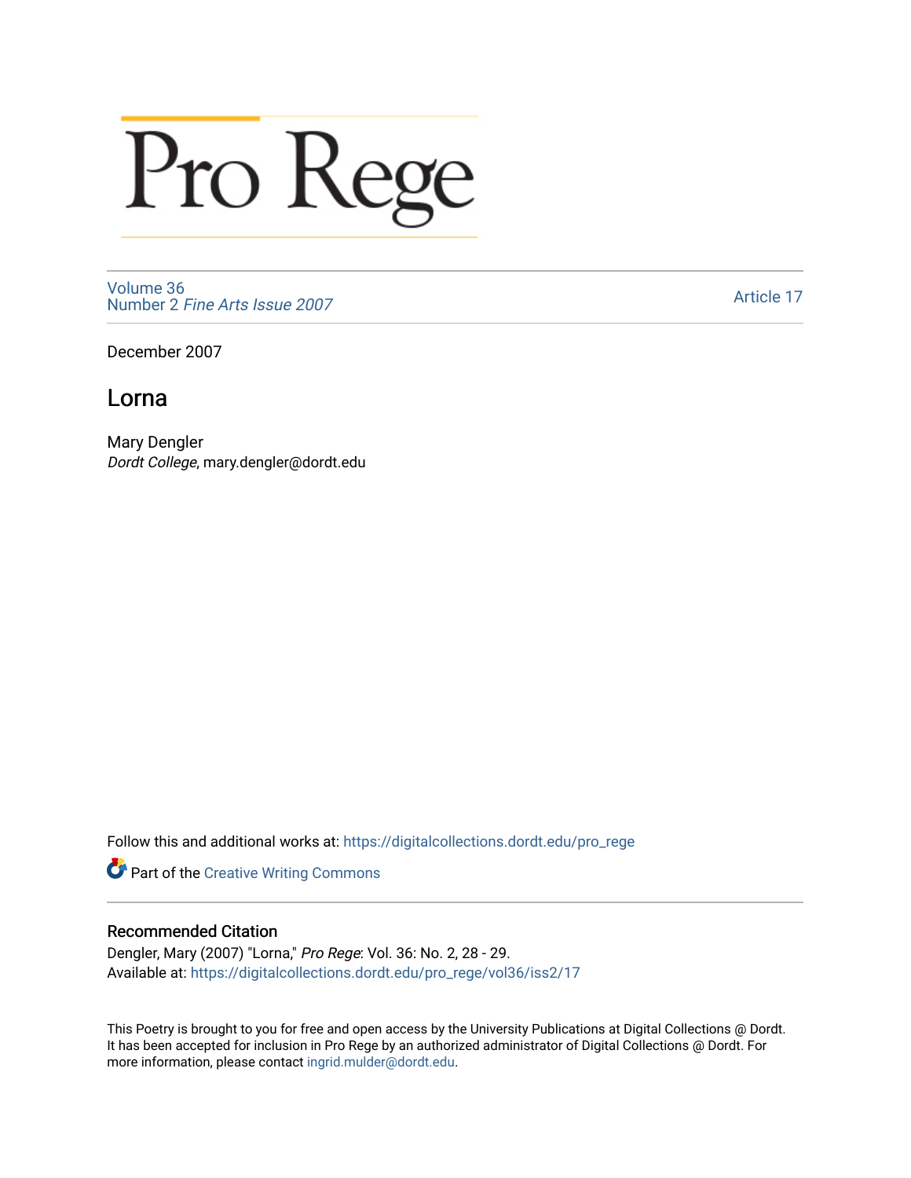# Pro Rege

Volume 36
Number 2 *Fine Arts Issue 2007*

Article 17

December 2007

## Lorna

Mary Dengler
*Dordt College*, mary.dengler@dordt.edu

Follow this and additional works at: https://digitalcollections.dordt.edu/pro_rege

Part of the Creative Writing Commons

### Recommended Citation

Dengler, Mary (2007) "Lorna," *Pro Rege*: Vol. 36: No. 2, 28 - 29.
Available at: https://digitalcollections.dordt.edu/pro_rege/vol36/iss2/17

This Poetry is brought to you for free and open access by the University Publications at Digital Collections @ Dordt. It has been accepted for inclusion in Pro Rege by an authorized administrator of Digital Collections @ Dordt. For more information, please contact ingrid.mulder@dordt.edu.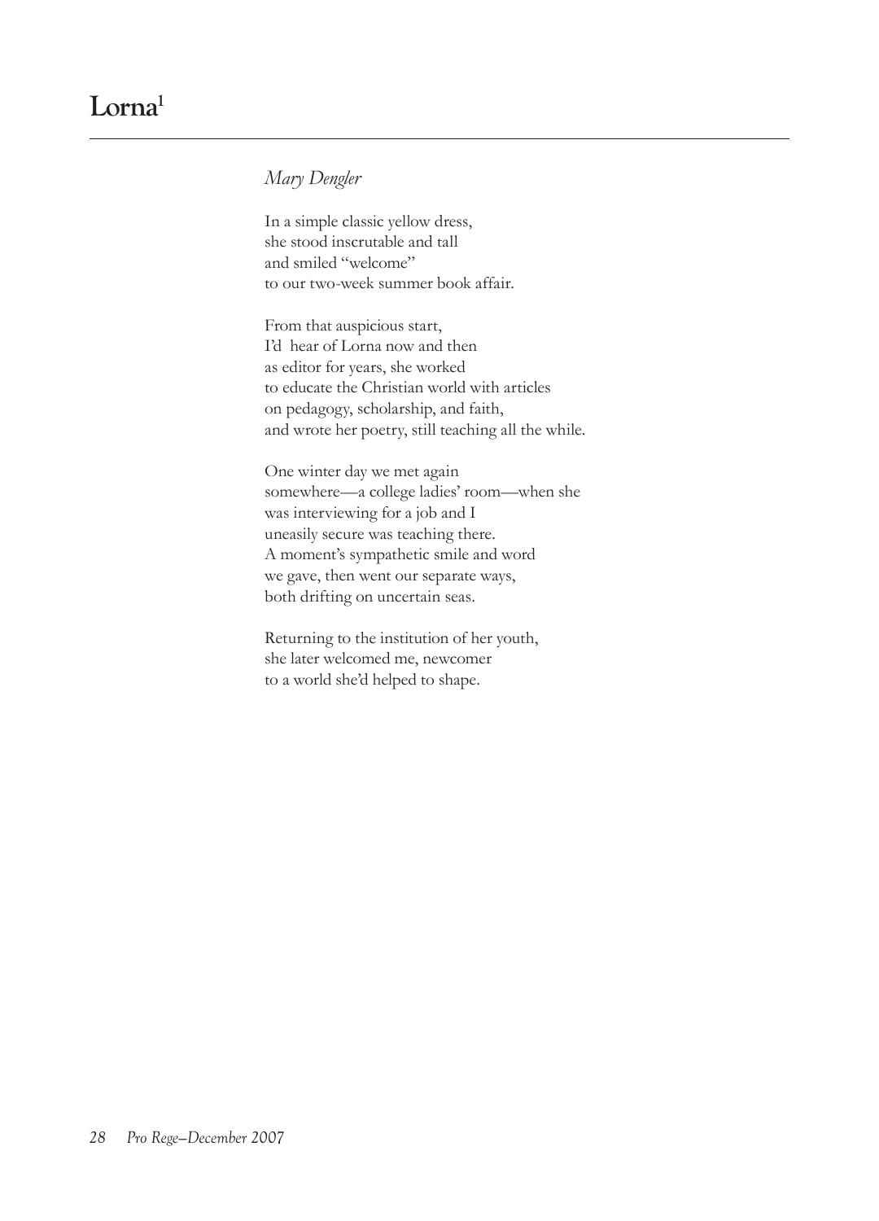# Lorna[1]

*Mary Dengler*

In a simple classic yellow dress,  
she stood inscrutable and tall  
and smiled "welcome"  
to our two-week summer book affair.

From that auspicious start,  
I'd hear of Lorna now and then  
as editor for years, she worked  
to educate the Christian world with articles  
on pedagogy, scholarship, and faith,  
and wrote her poetry, still teaching all the while.

One winter day we met again  
somewhere—a college ladies' room—when she  
was interviewing for a job and I  
uneasily secure was teaching there.  
A moment's sympathetic smile and word  
we gave, then went our separate ways,  
both drifting on uncertain seas.

Returning to the institution of her youth,  
she later welcomed me, newcomer  
to a world she'd helped to shape.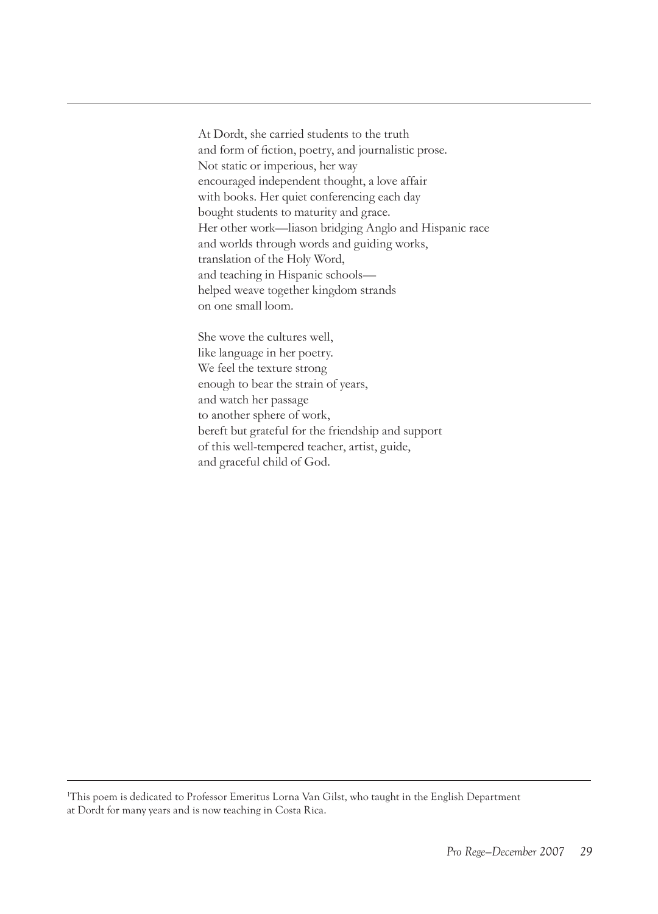At Dordt, she carried students to the truth  
and form of fiction, poetry, and journalistic prose.  
Not static or imperious, her way  
encouraged independent thought, a love affair  
with books. Her quiet conferencing each day  
bought students to maturity and grace.  
Her other work—liason bridging Anglo and Hispanic race  
and worlds through words and guiding works,  
translation of the Holy Word,  
and teaching in Hispanic schools—  
helped weave together kingdom strands  
on one small loom.

She wove the cultures well,  
like language in her poetry.  
We feel the texture strong  
enough to bear the strain of years,  
and watch her passage  
to another sphere of work,  
bereft but grateful for the friendship and support  
of this well-tempered teacher, artist, guide,  
and graceful child of God.

---

[1]This poem is dedicated to Professor Emeritus Lorna Van Gilst, who taught in the English Department at Dordt for many years and is now teaching in Costa Rica.